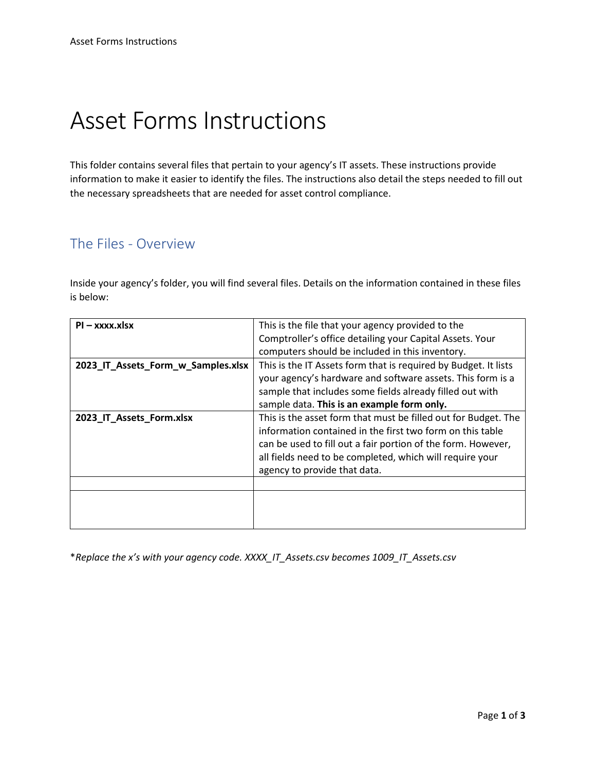# Asset Forms Instructions

This folder contains several files that pertain to your agency's IT assets. These instructions provide information to make it easier to identify the files. The instructions also detail the steps needed to fill out the necessary spreadsheets that are needed for asset control compliance.

## The Files - Overview

Inside your agency's folder, you will find several files. Details on the information contained in these files is below:

| | |
|---|---|
| **PI – xxxx.xlsx** | This is the file that your agency provided to the Comptroller's office detailing your Capital Assets. Your computers should be included in this inventory. |
| **2023_IT_Assets_Form_w_Samples.xlsx** | This is the IT Assets form that is required by Budget. It lists your agency's hardware and software assets. This form is a sample that includes some fields already filled out with sample data. **This is an example form only.** |
| **2023_IT_Assets_Form.xlsx** | This is the asset form that must be filled out for Budget. The information contained in the first two form on this table can be used to fill out a fair portion of the form. However, all fields need to be completed, which will require your agency to provide that data. |
| | |
| | |

*\*Replace the x's with your agency code. XXXX_IT_Assets.csv becomes 1009_IT_Assets.csv*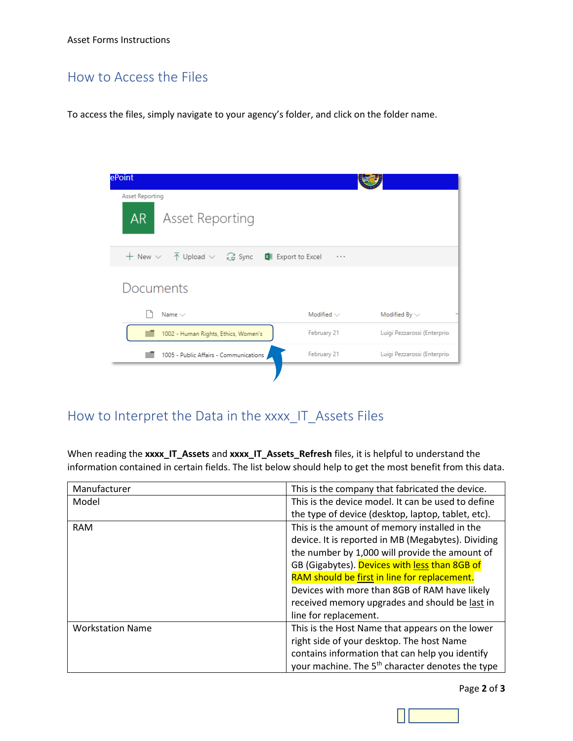## How to Access the Files

To access the files, simply navigate to your agency's folder, and click on the folder name.

## How to Interpret the Data in the xxxx_IT_Assets Files

When reading the **xxxx_IT_Assets** and **xxxx_IT_Assets_Refresh** files, it is helpful to understand the information contained in certain fields. The list below should help to get the most benefit from this data.

| | |
|---|---|
| Manufacturer | This is the company that fabricated the device. |
| Model | This is the device model. It can be used to define the type of device (desktop, laptop, tablet, etc). |
| RAM | This is the amount of memory installed in the device. It is reported in MB (Megabytes). Dividing the number by 1,000 will provide the amount of GB (Gigabytes). Devices with <u>less</u> than 8GB of RAM should be <u>first</u> in line for replacement. Devices with more than 8GB of RAM have likely received memory upgrades and should be <u>last</u> in line for replacement. |
| Workstation Name | This is the Host Name that appears on the lower right side of your desktop. The host Name contains information that can help you identify your machine. The 5th character denotes the type |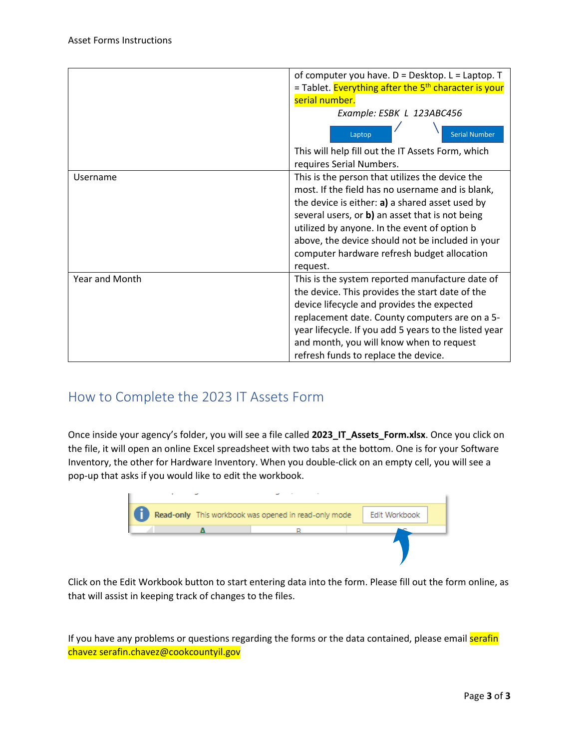| | |
|---|---|
| | of computer you have. D = Desktop. L = Laptop. T = Tablet. Everything after the 5th character is your serial number. *Example: ESBK L 123ABC456* (Laptop / Serial Number) This will help fill out the IT Assets Form, which requires Serial Numbers. |
| Username | This is the person that utilizes the device the most. If the field has no username and is blank, the device is either: **a)** a shared asset used by several users, or **b)** an asset that is not being utilized by anyone. In the event of option b above, the device should not be included in your computer hardware refresh budget allocation request. |
| Year and Month | This is the system reported manufacture date of the device. This provides the start date of the device lifecycle and provides the expected replacement date. County computers are on a 5-year lifecycle. If you add 5 years to the listed year and month, you will know when to request refresh funds to replace the device. |

## How to Complete the 2023 IT Assets Form

Once inside your agency's folder, you will see a file called **2023_IT_Assets_Form.xlsx**. Once you click on the file, it will open an online Excel spreadsheet with two tabs at the bottom. One is for your Software Inventory, the other for Hardware Inventory. When you double-click on an empty cell, you will see a pop-up that asks if you would like to edit the workbook.

Read-only This workbook was opened in read-only mode Edit Workbook

Click on the Edit Workbook button to start entering data into the form. Please fill out the form online, as that will assist in keeping track of changes to the files.

If you have any problems or questions regarding the forms or the data contained, please email serafin chavez serafin.chavez@cookcountyil.gov